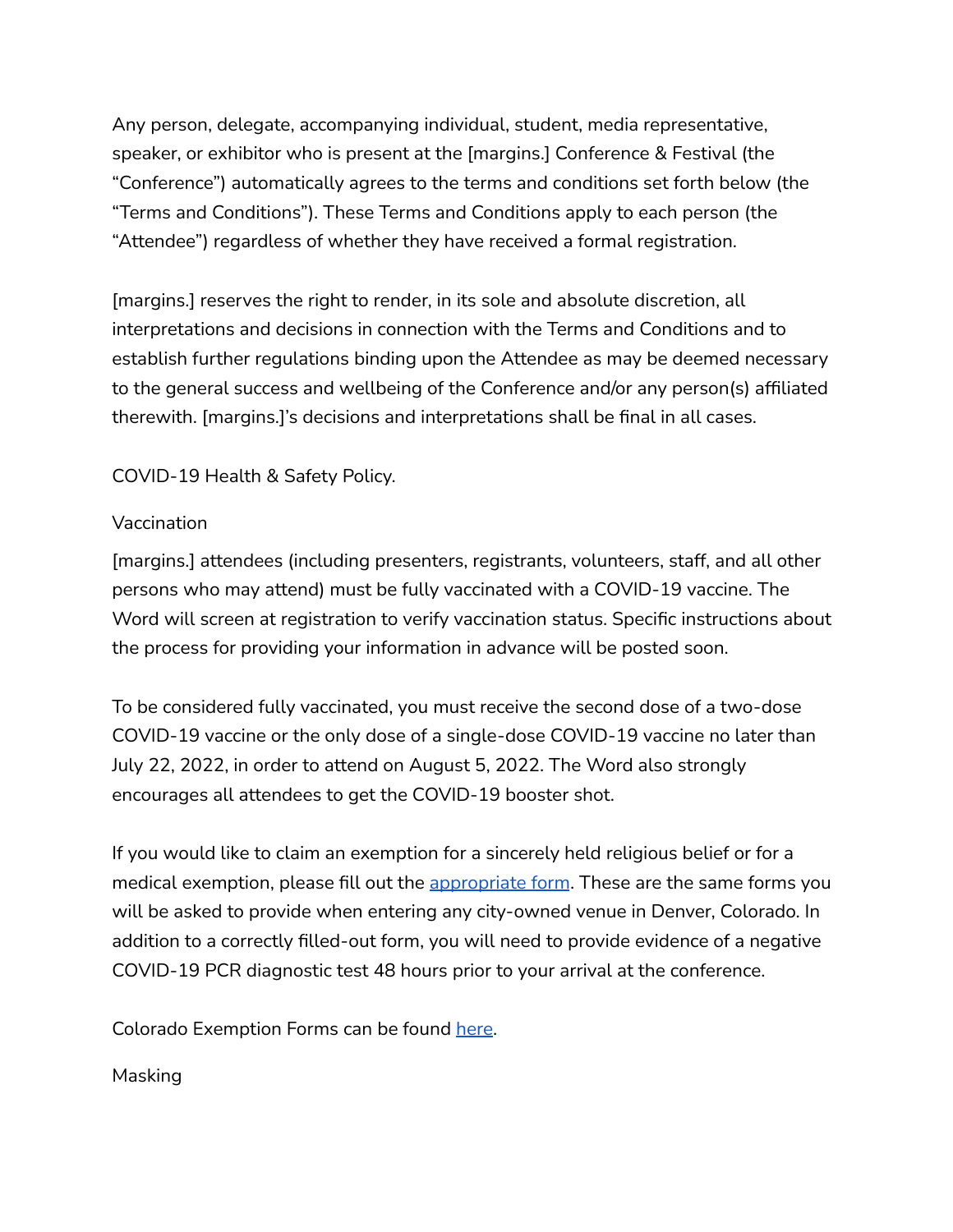Any person, delegate, accompanying individual, student, media representative, speaker, or exhibitor who is present at the [margins.] Conference & Festival (the "Conference") automatically agrees to the terms and conditions set forth below (the "Terms and Conditions"). These Terms and Conditions apply to each person (the "Attendee") regardless of whether they have received a formal registration.

[margins.] reserves the right to render, in its sole and absolute discretion, all interpretations and decisions in connection with the Terms and Conditions and to establish further regulations binding upon the Attendee as may be deemed necessary to the general success and wellbeing of the Conference and/or any person(s) affiliated therewith. [margins.]'s decisions and interpretations shall be final in all cases.

COVID-19 Health & Safety Policy.

Vaccination

[margins.] attendees (including presenters, registrants, volunteers, staff, and all other persons who may attend) must be fully vaccinated with a COVID-19 vaccine. The Word will screen at registration to verify vaccination status. Specific instructions about the process for providing your information in advance will be posted soon.

To be considered fully vaccinated, you must receive the second dose of a two-dose COVID-19 vaccine or the only dose of a single-dose COVID-19 vaccine no later than July 22, 2022, in order to attend on August 5, 2022. The Word also strongly encourages all attendees to get the COVID-19 booster shot.

If you would like to claim an exemption for a sincerely held religious belief or for a medical exemption, please fill out the appropriate form. These are the same forms you will be asked to provide when entering any city-owned venue in Denver, Colorado. In addition to a correctly filled-out form, you will need to provide evidence of a negative COVID-19 PCR diagnostic test 48 hours prior to your arrival at the conference.

Colorado Exemption Forms can be found here.

Masking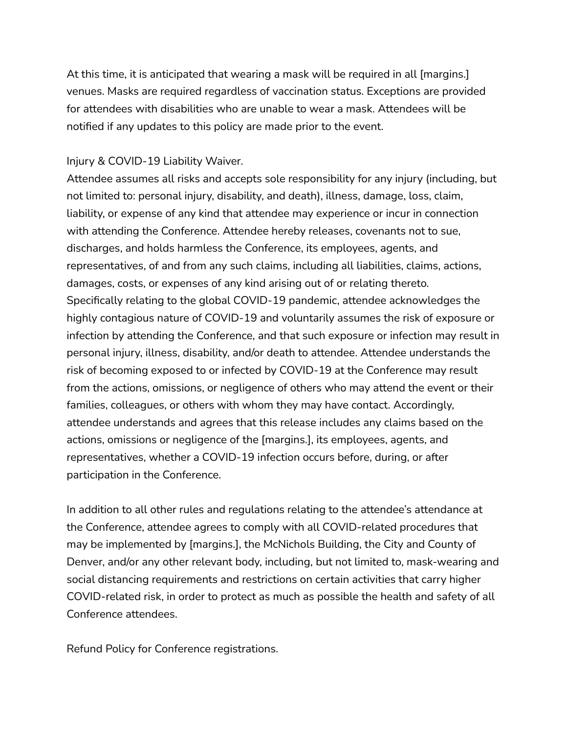At this time, it is anticipated that wearing a mask will be required in all [margins.] venues. Masks are required regardless of vaccination status. Exceptions are provided for attendees with disabilities who are unable to wear a mask. Attendees will be notified if any updates to this policy are made prior to the event.

Injury & COVID-19 Liability Waiver.
Attendee assumes all risks and accepts sole responsibility for any injury (including, but not limited to: personal injury, disability, and death), illness, damage, loss, claim, liability, or expense of any kind that attendee may experience or incur in connection with attending the Conference. Attendee hereby releases, covenants not to sue, discharges, and holds harmless the Conference, its employees, agents, and representatives, of and from any such claims, including all liabilities, claims, actions, damages, costs, or expenses of any kind arising out of or relating thereto. Specifically relating to the global COVID-19 pandemic, attendee acknowledges the highly contagious nature of COVID-19 and voluntarily assumes the risk of exposure or infection by attending the Conference, and that such exposure or infection may result in personal injury, illness, disability, and/or death to attendee. Attendee understands the risk of becoming exposed to or infected by COVID-19 at the Conference may result from the actions, omissions, or negligence of others who may attend the event or their families, colleagues, or others with whom they may have contact. Accordingly, attendee understands and agrees that this release includes any claims based on the actions, omissions or negligence of the [margins.], its employees, agents, and representatives, whether a COVID-19 infection occurs before, during, or after participation in the Conference.

In addition to all other rules and regulations relating to the attendee's attendance at the Conference, attendee agrees to comply with all COVID-related procedures that may be implemented by [margins.], the McNichols Building, the City and County of Denver, and/or any other relevant body, including, but not limited to, mask-wearing and social distancing requirements and restrictions on certain activities that carry higher COVID-related risk, in order to protect as much as possible the health and safety of all Conference attendees.

Refund Policy for Conference registrations.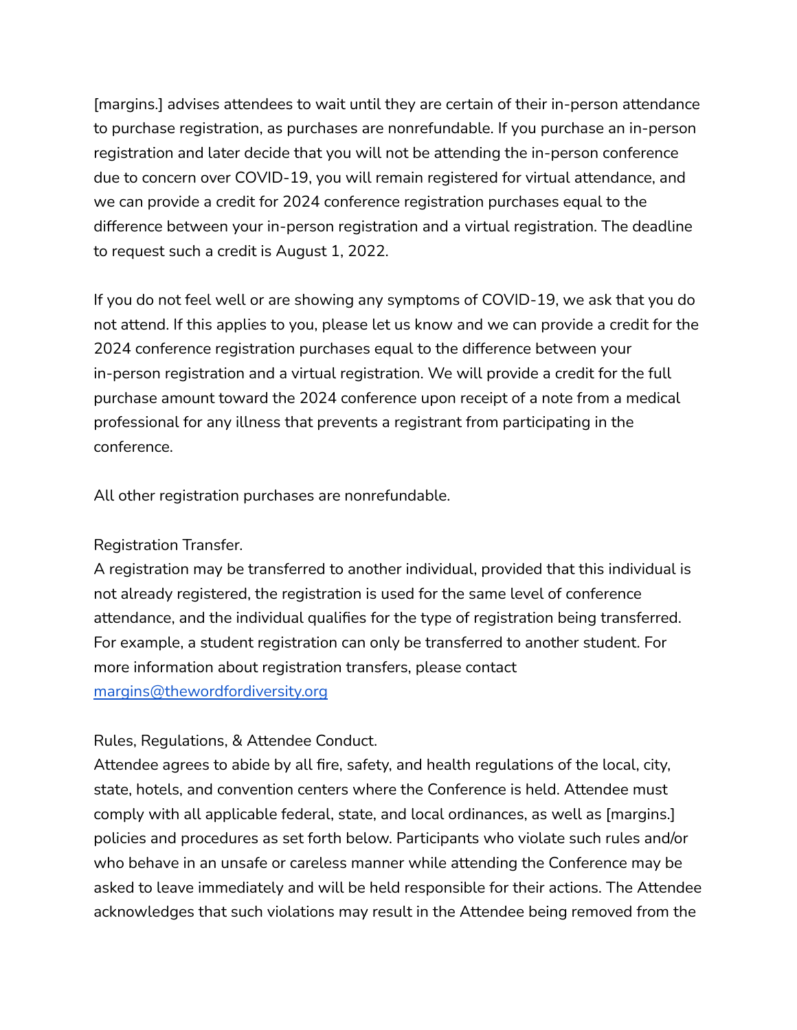[margins.] advises attendees to wait until they are certain of their in-person attendance to purchase registration, as purchases are nonrefundable. If you purchase an in-person registration and later decide that you will not be attending the in-person conference due to concern over COVID-19, you will remain registered for virtual attendance, and we can provide a credit for 2024 conference registration purchases equal to the difference between your in-person registration and a virtual registration. The deadline to request such a credit is August 1, 2022.

If you do not feel well or are showing any symptoms of COVID-19, we ask that you do not attend. If this applies to you, please let us know and we can provide a credit for the 2024 conference registration purchases equal to the difference between your in-person registration and a virtual registration. We will provide a credit for the full purchase amount toward the 2024 conference upon receipt of a note from a medical professional for any illness that prevents a registrant from participating in the conference.

All other registration purchases are nonrefundable.

Registration Transfer.
A registration may be transferred to another individual, provided that this individual is not already registered, the registration is used for the same level of conference attendance, and the individual qualifies for the type of registration being transferred. For example, a student registration can only be transferred to another student. For more information about registration transfers, please contact [margins@thewordfordiversity.org](mailto:margins@thewordfordiversity.org)

Rules, Regulations, & Attendee Conduct.
Attendee agrees to abide by all fire, safety, and health regulations of the local, city, state, hotels, and convention centers where the Conference is held. Attendee must comply with all applicable federal, state, and local ordinances, as well as [margins.] policies and procedures as set forth below. Participants who violate such rules and/or who behave in an unsafe or careless manner while attending the Conference may be asked to leave immediately and will be held responsible for their actions. The Attendee acknowledges that such violations may result in the Attendee being removed from the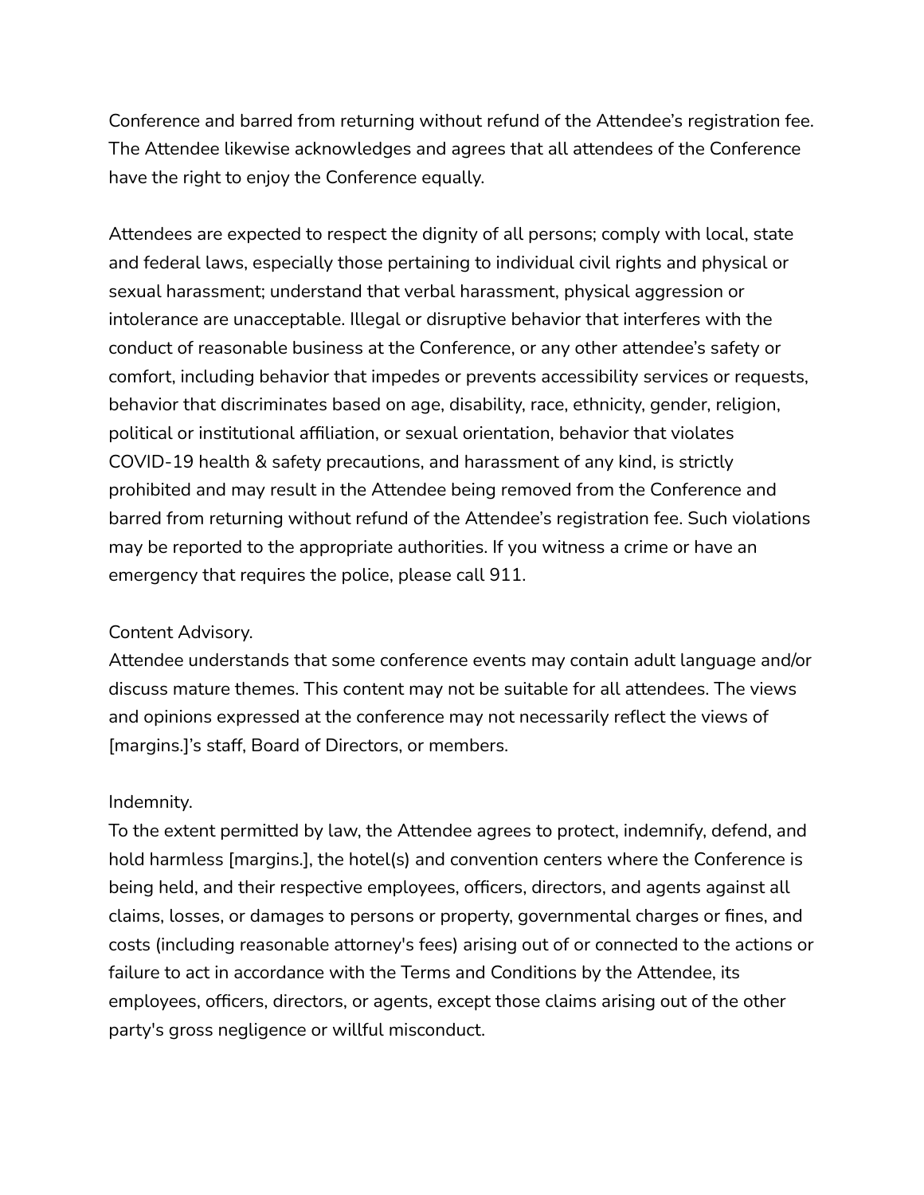Conference and barred from returning without refund of the Attendee's registration fee. The Attendee likewise acknowledges and agrees that all attendees of the Conference have the right to enjoy the Conference equally.

Attendees are expected to respect the dignity of all persons; comply with local, state and federal laws, especially those pertaining to individual civil rights and physical or sexual harassment; understand that verbal harassment, physical aggression or intolerance are unacceptable. Illegal or disruptive behavior that interferes with the conduct of reasonable business at the Conference, or any other attendee's safety or comfort, including behavior that impedes or prevents accessibility services or requests, behavior that discriminates based on age, disability, race, ethnicity, gender, religion, political or institutional affiliation, or sexual orientation, behavior that violates COVID-19 health & safety precautions, and harassment of any kind, is strictly prohibited and may result in the Attendee being removed from the Conference and barred from returning without refund of the Attendee's registration fee. Such violations may be reported to the appropriate authorities. If you witness a crime or have an emergency that requires the police, please call 911.

Content Advisory.
Attendee understands that some conference events may contain adult language and/or discuss mature themes. This content may not be suitable for all attendees. The views and opinions expressed at the conference may not necessarily reflect the views of [margins.]'s staff, Board of Directors, or members.

Indemnity.
To the extent permitted by law, the Attendee agrees to protect, indemnify, defend, and hold harmless [margins.], the hotel(s) and convention centers where the Conference is being held, and their respective employees, officers, directors, and agents against all claims, losses, or damages to persons or property, governmental charges or fines, and costs (including reasonable attorney's fees) arising out of or connected to the actions or failure to act in accordance with the Terms and Conditions by the Attendee, its employees, officers, directors, or agents, except those claims arising out of the other party's gross negligence or willful misconduct.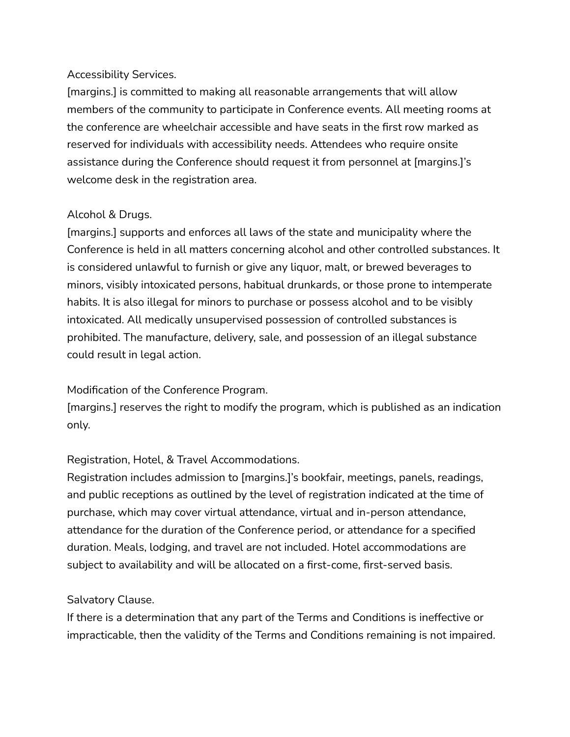Accessibility Services.
[margins.] is committed to making all reasonable arrangements that will allow members of the community to participate in Conference events. All meeting rooms at the conference are wheelchair accessible and have seats in the first row marked as reserved for individuals with accessibility needs. Attendees who require onsite assistance during the Conference should request it from personnel at [margins.]'s welcome desk in the registration area.

Alcohol & Drugs.
[margins.] supports and enforces all laws of the state and municipality where the Conference is held in all matters concerning alcohol and other controlled substances. It is considered unlawful to furnish or give any liquor, malt, or brewed beverages to minors, visibly intoxicated persons, habitual drunkards, or those prone to intemperate habits. It is also illegal for minors to purchase or possess alcohol and to be visibly intoxicated. All medically unsupervised possession of controlled substances is prohibited. The manufacture, delivery, sale, and possession of an illegal substance could result in legal action.

Modification of the Conference Program.
[margins.] reserves the right to modify the program, which is published as an indication only.

Registration, Hotel, & Travel Accommodations.
Registration includes admission to [margins.]'s bookfair, meetings, panels, readings, and public receptions as outlined by the level of registration indicated at the time of purchase, which may cover virtual attendance, virtual and in-person attendance, attendance for the duration of the Conference period, or attendance for a specified duration. Meals, lodging, and travel are not included. Hotel accommodations are subject to availability and will be allocated on a first-come, first-served basis.

Salvatory Clause.
If there is a determination that any part of the Terms and Conditions is ineffective or impracticable, then the validity of the Terms and Conditions remaining is not impaired.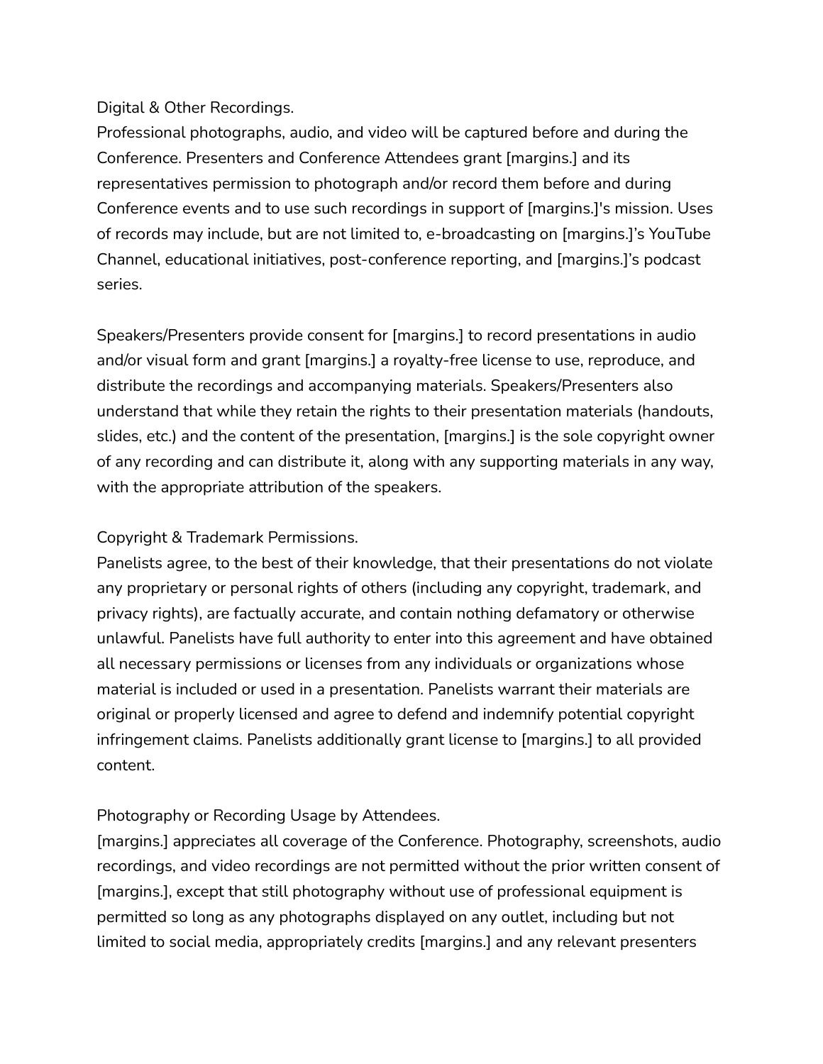Digital & Other Recordings.
Professional photographs, audio, and video will be captured before and during the Conference. Presenters and Conference Attendees grant [margins.] and its representatives permission to photograph and/or record them before and during Conference events and to use such recordings in support of [margins.]'s mission. Uses of records may include, but are not limited to, e-broadcasting on [margins.]’s YouTube Channel, educational initiatives, post-conference reporting, and [margins.]’s podcast series.

Speakers/Presenters provide consent for [margins.] to record presentations in audio and/or visual form and grant [margins.] a royalty-free license to use, reproduce, and distribute the recordings and accompanying materials. Speakers/Presenters also understand that while they retain the rights to their presentation materials (handouts, slides, etc.) and the content of the presentation, [margins.] is the sole copyright owner of any recording and can distribute it, along with any supporting materials in any way, with the appropriate attribution of the speakers.

Copyright & Trademark Permissions.
Panelists agree, to the best of their knowledge, that their presentations do not violate any proprietary or personal rights of others (including any copyright, trademark, and privacy rights), are factually accurate, and contain nothing defamatory or otherwise unlawful. Panelists have full authority to enter into this agreement and have obtained all necessary permissions or licenses from any individuals or organizations whose material is included or used in a presentation. Panelists warrant their materials are original or properly licensed and agree to defend and indemnify potential copyright infringement claims. Panelists additionally grant license to [margins.] to all provided content.

Photography or Recording Usage by Attendees.
[margins.] appreciates all coverage of the Conference. Photography, screenshots, audio recordings, and video recordings are not permitted without the prior written consent of [margins.], except that still photography without use of professional equipment is permitted so long as any photographs displayed on any outlet, including but not limited to social media, appropriately credits [margins.] and any relevant presenters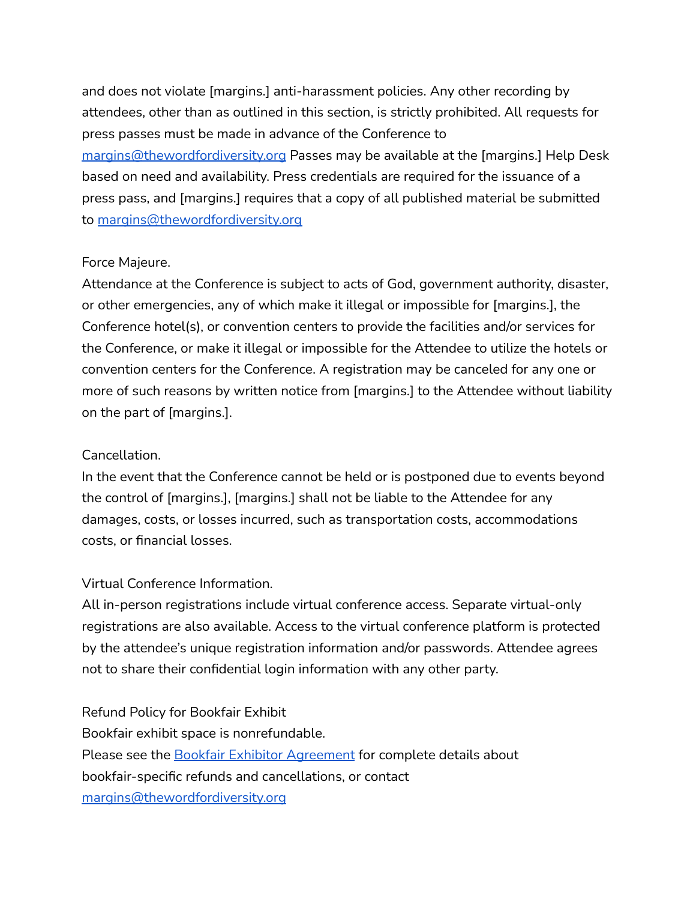and does not violate [margins.] anti-harassment policies. Any other recording by attendees, other than as outlined in this section, is strictly prohibited. All requests for press passes must be made in advance of the Conference to margins@thewordfordiversity.org Passes may be available at the [margins.] Help Desk based on need and availability. Press credentials are required for the issuance of a press pass, and [margins.] requires that a copy of all published material be submitted to margins@thewordfordiversity.org

Force Majeure.
Attendance at the Conference is subject to acts of God, government authority, disaster, or other emergencies, any of which make it illegal or impossible for [margins.], the Conference hotel(s), or convention centers to provide the facilities and/or services for the Conference, or make it illegal or impossible for the Attendee to utilize the hotels or convention centers for the Conference. A registration may be canceled for any one or more of such reasons by written notice from [margins.] to the Attendee without liability on the part of [margins.].

Cancellation.
In the event that the Conference cannot be held or is postponed due to events beyond the control of [margins.], [margins.] shall not be liable to the Attendee for any damages, costs, or losses incurred, such as transportation costs, accommodations costs, or financial losses.

Virtual Conference Information.
All in-person registrations include virtual conference access. Separate virtual-only registrations are also available. Access to the virtual conference platform is protected by the attendee's unique registration information and/or passwords. Attendee agrees not to share their confidential login information with any other party.

Refund Policy for Bookfair Exhibit
Bookfair exhibit space is nonrefundable.
Please see the Bookfair Exhibitor Agreement for complete details about bookfair-specific refunds and cancellations, or contact margins@thewordfordiversity.org